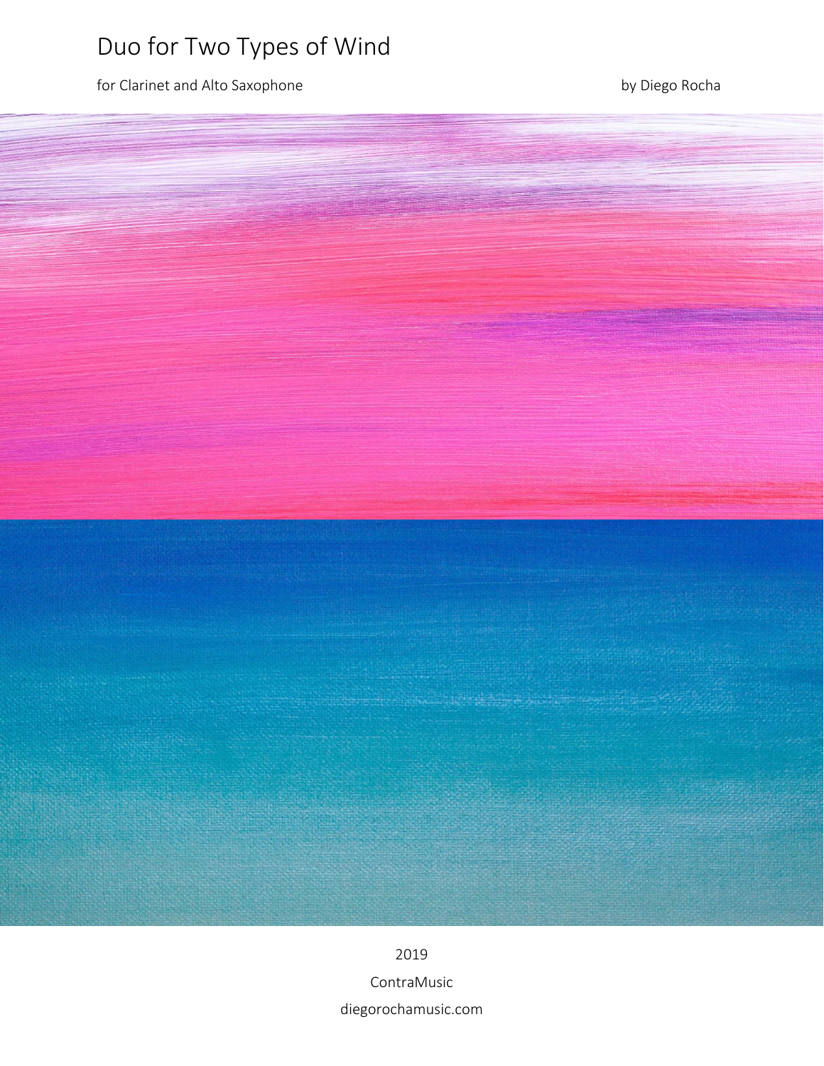# Duo for Two Types of Wind

for Clarinet and Alto Saxophone

by Diego Rocha

2019

ContraMusic

diegorochamusic.com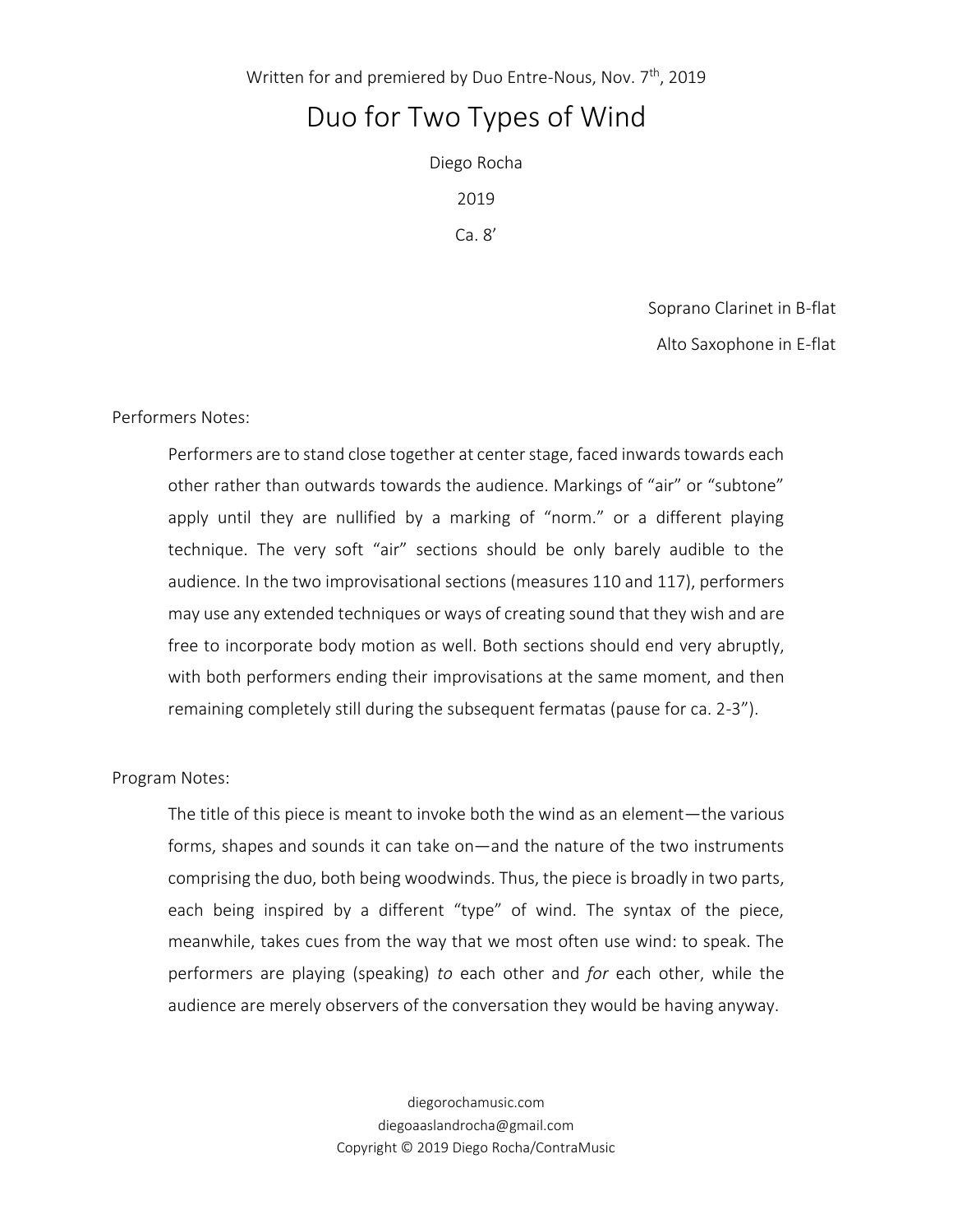Written for and premiered by Duo Entre-Nous, Nov. 7th, 2019

# Duo for Two Types of Wind

Diego Rocha

2019

Ca. 8'

Soprano Clarinet in B-flat

Alto Saxophone in E-flat

Performers Notes:

> Performers are to stand close together at center stage, faced inwards towards each other rather than outwards towards the audience. Markings of "air" or "subtone" apply until they are nullified by a marking of "norm." or a different playing technique. The very soft "air" sections should be only barely audible to the audience. In the two improvisational sections (measures 110 and 117), performers may use any extended techniques or ways of creating sound that they wish and are free to incorporate body motion as well. Both sections should end very abruptly, with both performers ending their improvisations at the same moment, and then remaining completely still during the subsequent fermatas (pause for ca. 2-3").

Program Notes:

> The title of this piece is meant to invoke both the wind as an element—the various forms, shapes and sounds it can take on—and the nature of the two instruments comprising the duo, both being woodwinds. Thus, the piece is broadly in two parts, each being inspired by a different "type" of wind. The syntax of the piece, meanwhile, takes cues from the way that we most often use wind: to speak. The performers are playing (speaking) *to* each other and *for* each other, while the audience are merely observers of the conversation they would be having anyway.

diegorochamusic.com
diegoaaslandrocha@gmail.com
Copyright © 2019 Diego Rocha/ContraMusic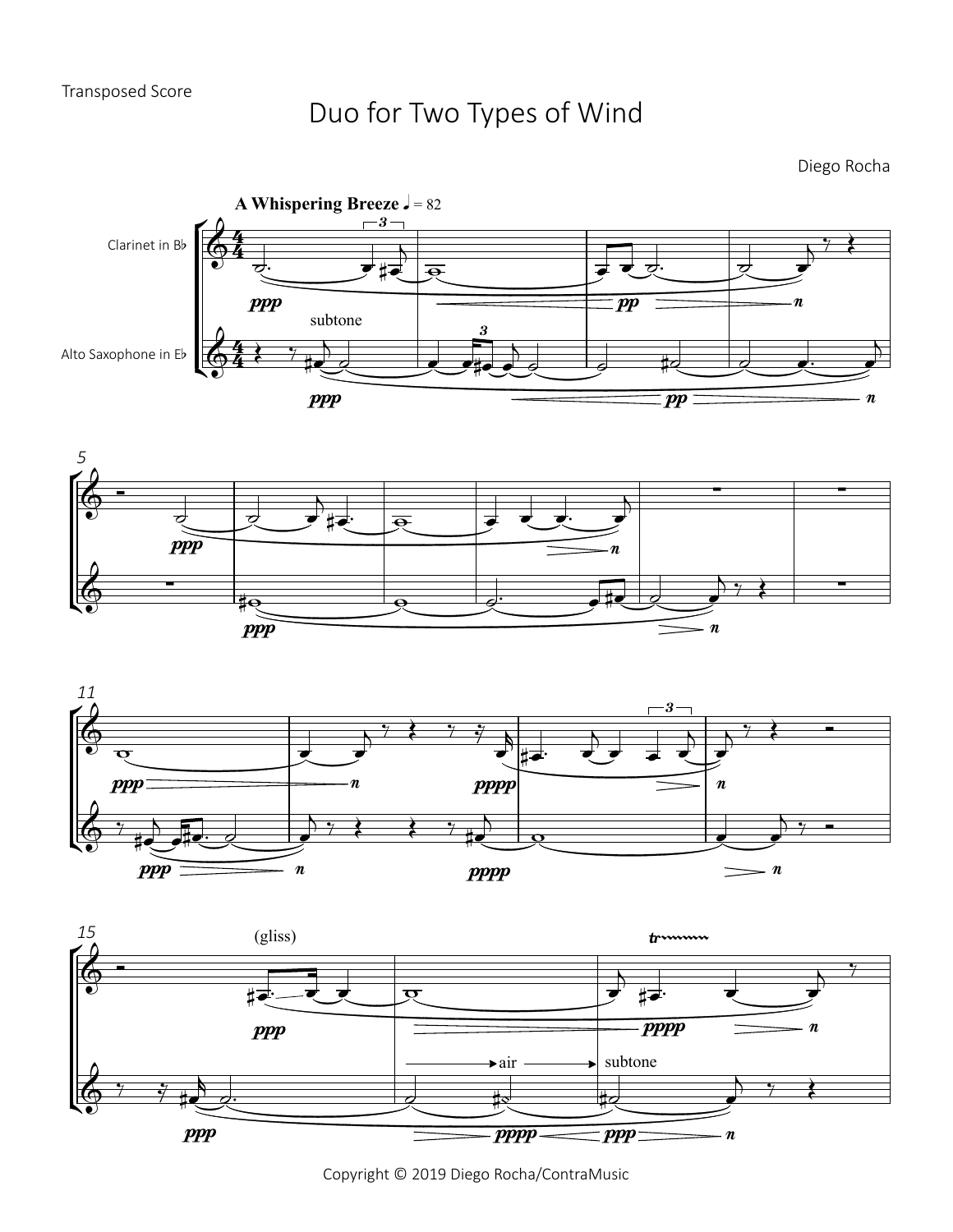Transposed Score

# Duo for Two Types of Wind

Diego Rocha

Copyright © 2019 Diego Rocha/ContraMusic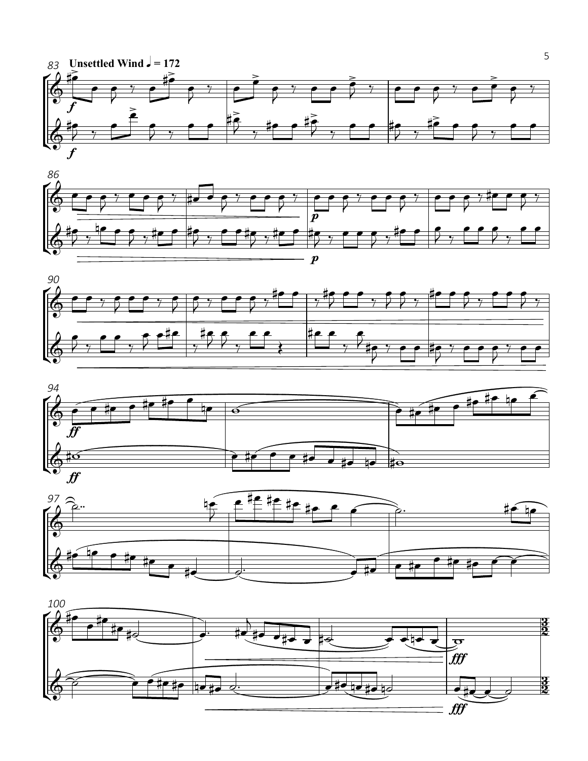**Unsettled Wind** ♩ = 172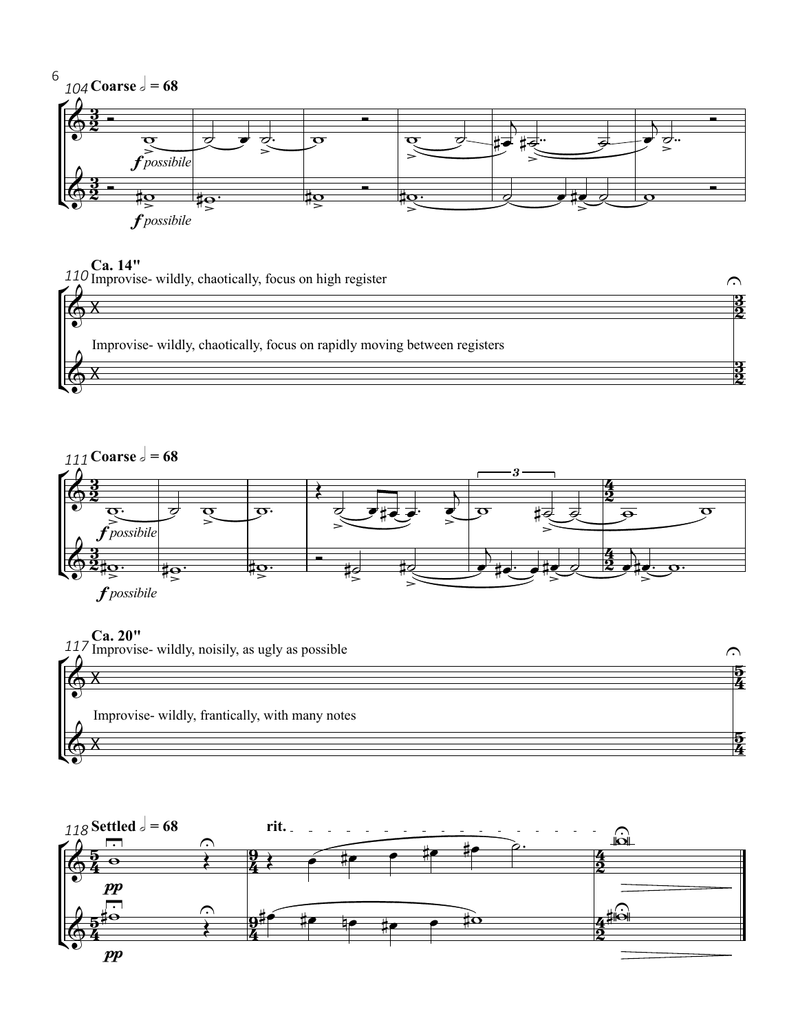104 **Coarse** ♩ = 68

*f possibile*

*f possibile*

**Ca. 14"**

110 Improvise- wildly, chaotically, focus on high register

Improvise- wildly, chaotically, focus on rapidly moving between registers

111 **Coarse** ♩ = 68

*f possibile*

*f possibile*

**Ca. 20"**

117 Improvise- wildly, noisily, as ugly as possible

Improvise- wildly, frantically, with many notes

118 **Settled** ♩ = 68

**rit.**

*pp*

*pp*